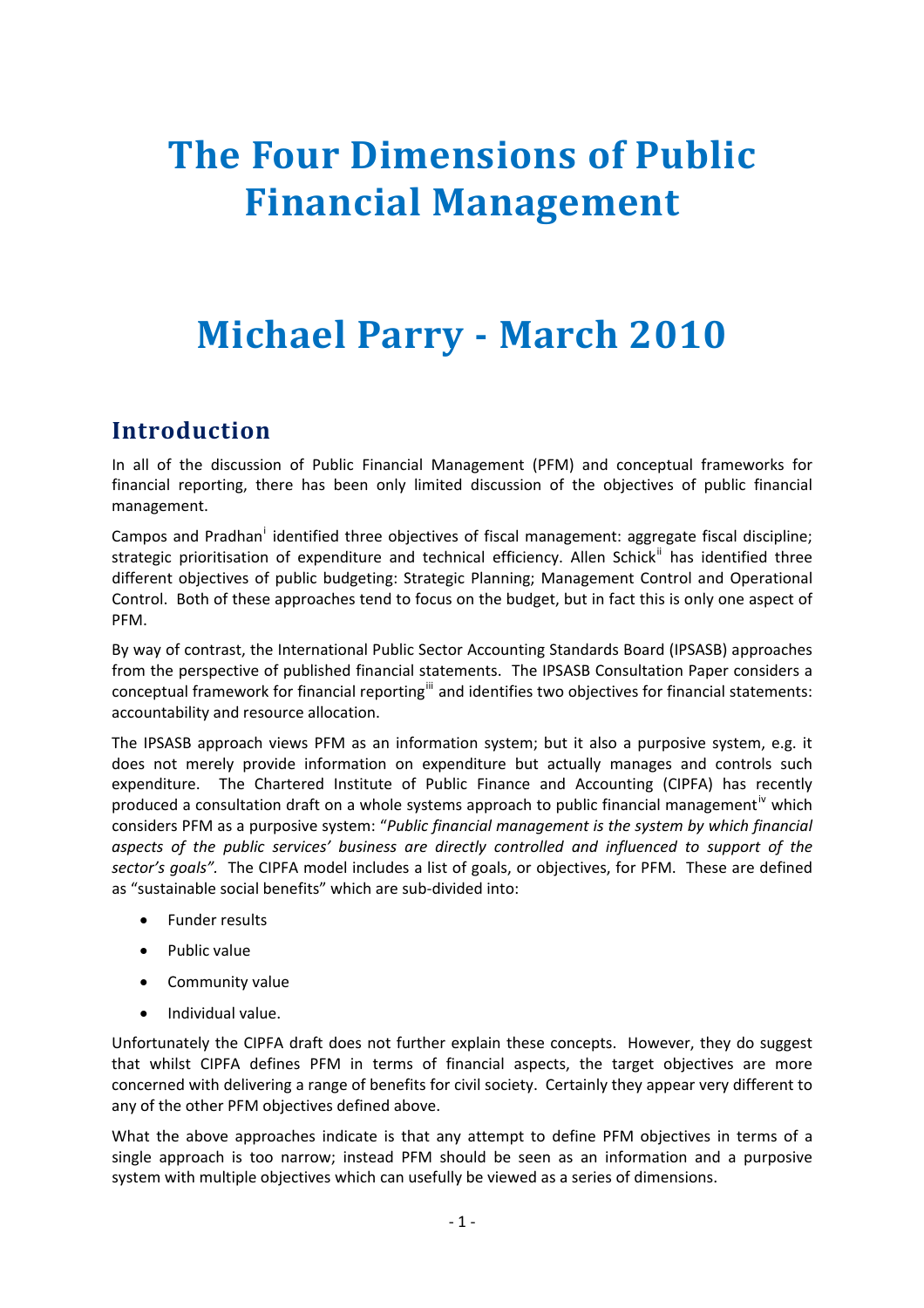# The Four Dimensions of Public Financial Management

# Michael Parry - March 2010

## Introduction

In all of the discussion of Public Financial Management (PFM) and conceptual frameworks for financial reporting, there has been only limited discussion of the objectives of public financial management.

Campos and Pradhan[i] identified three objectives of fiscal management: aggregate fiscal discipline; strategic prioritisation of expenditure and technical efficiency. Allen Schick[ii] has identified three different objectives of public budgeting: Strategic Planning; Management Control and Operational Control. Both of these approaches tend to focus on the budget, but in fact this is only one aspect of PFM.

By way of contrast, the International Public Sector Accounting Standards Board (IPSASB) approaches from the perspective of published financial statements. The IPSASB Consultation Paper considers a conceptual framework for financial reporting[iii] and identifies two objectives for financial statements: accountability and resource allocation.

The IPSASB approach views PFM as an information system; but it also a purposive system, e.g. it does not merely provide information on expenditure but actually manages and controls such expenditure. The Chartered Institute of Public Finance and Accounting (CIPFA) has recently produced a consultation draft on a whole systems approach to public financial management[iv] which considers PFM as a purposive system: "*Public financial management is the system by which financial aspects of the public services' business are directly controlled and influenced to support of the sector's goals".* The CIPFA model includes a list of goals, or objectives, for PFM. These are defined as "sustainable social benefits" which are sub-divided into:

- Funder results
- Public value
- Community value
- Individual value.

Unfortunately the CIPFA draft does not further explain these concepts. However, they do suggest that whilst CIPFA defines PFM in terms of financial aspects, the target objectives are more concerned with delivering a range of benefits for civil society. Certainly they appear very different to any of the other PFM objectives defined above.

What the above approaches indicate is that any attempt to define PFM objectives in terms of a single approach is too narrow; instead PFM should be seen as an information and a purposive system with multiple objectives which can usefully be viewed as a series of dimensions.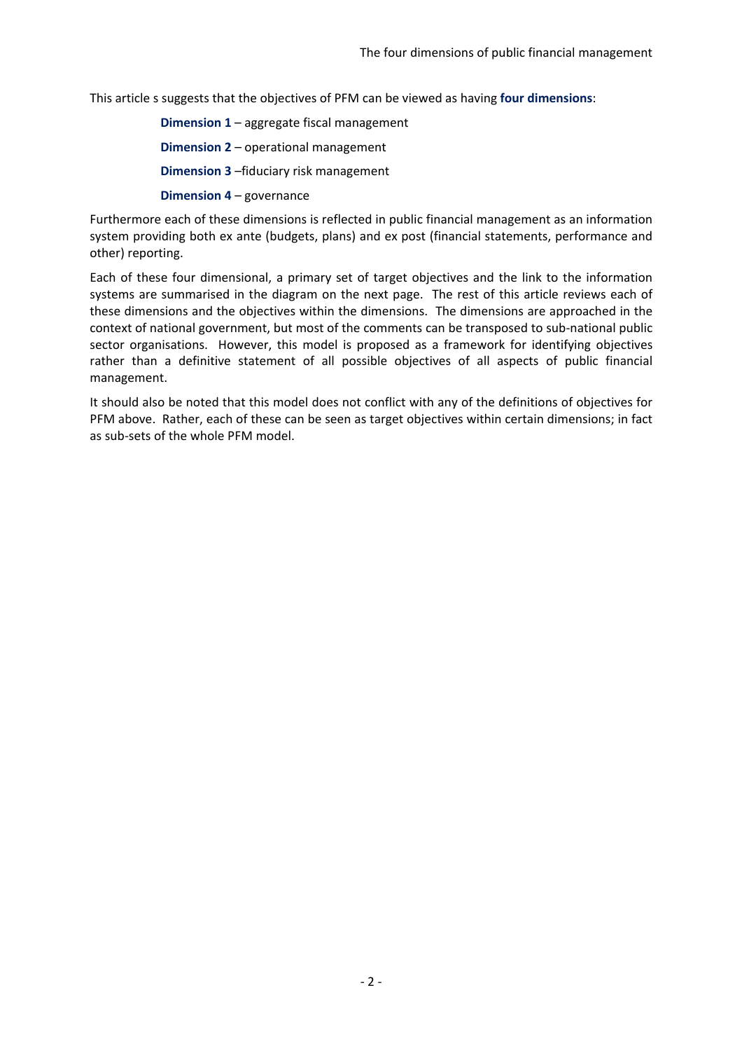This article s suggests that the objectives of PFM can be viewed as having **four dimensions**:

**Dimension 1** – aggregate fiscal management

**Dimension 2** – operational management

**Dimension 3** –fiduciary risk management

**Dimension 4** – governance

Furthermore each of these dimensions is reflected in public financial management as an information system providing both ex ante (budgets, plans) and ex post (financial statements, performance and other) reporting.

Each of these four dimensional, a primary set of target objectives and the link to the information systems are summarised in the diagram on the next page. The rest of this article reviews each of these dimensions and the objectives within the dimensions. The dimensions are approached in the context of national government, but most of the comments can be transposed to sub-national public sector organisations. However, this model is proposed as a framework for identifying objectives rather than a definitive statement of all possible objectives of all aspects of public financial management.

It should also be noted that this model does not conflict with any of the definitions of objectives for PFM above. Rather, each of these can be seen as target objectives within certain dimensions; in fact as sub-sets of the whole PFM model.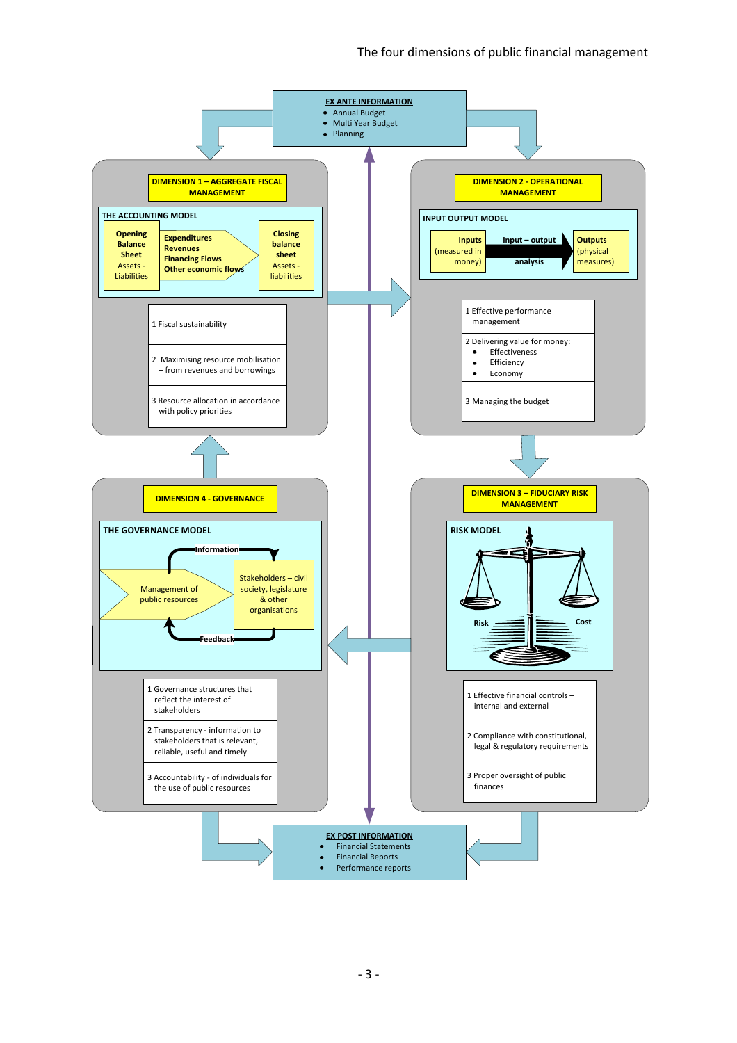# The four dimensions of public financial management

**EX ANTE INFORMATION**

- Annual Budget
- Multi Year Budget
- Planning

## DIMENSION 1 – AGGREGATE FISCAL MANAGEMENT

**THE ACCOUNTING MODEL**

**Opening Balance Sheet** Assets - Liabilities → **Expenditures, Revenues, Financing Flows, Other economic flows** → **Closing balance sheet** Assets - liabilities

1 Fiscal sustainability

2 Maximising resource mobilisation – from revenues and borrowings

3 Resource allocation in accordance with policy priorities

## DIMENSION 2 - OPERATIONAL MANAGEMENT

**INPUT OUTPUT MODEL**

**Inputs** (measured in money) → **Input – output analysis** → **Outputs** (physical measures)

1 Effective performance management

2 Delivering value for money:

- Effectiveness
- Efficiency
- Economy

3 Managing the budget

## DIMENSION 4 - GOVERNANCE

**THE GOVERNANCE MODEL**

Management of public resources → Information → Stakeholders – civil society, legislature & other organisations → Feedback → Management of public resources

1 Governance structures that reflect the interest of stakeholders

2 Transparency - information to stakeholders that is relevant, reliable, useful and timely

3 Accountability - of individuals for the use of public resources

## DIMENSION 3 – FIDUCIARY RISK MANAGEMENT

**RISK MODEL**

Risk — Cost

1 Effective financial controls – internal and external

2 Compliance with constitutional, legal & regulatory requirements

3 Proper oversight of public finances

**EX POST INFORMATION**

- Financial Statements
- Financial Reports
- Performance reports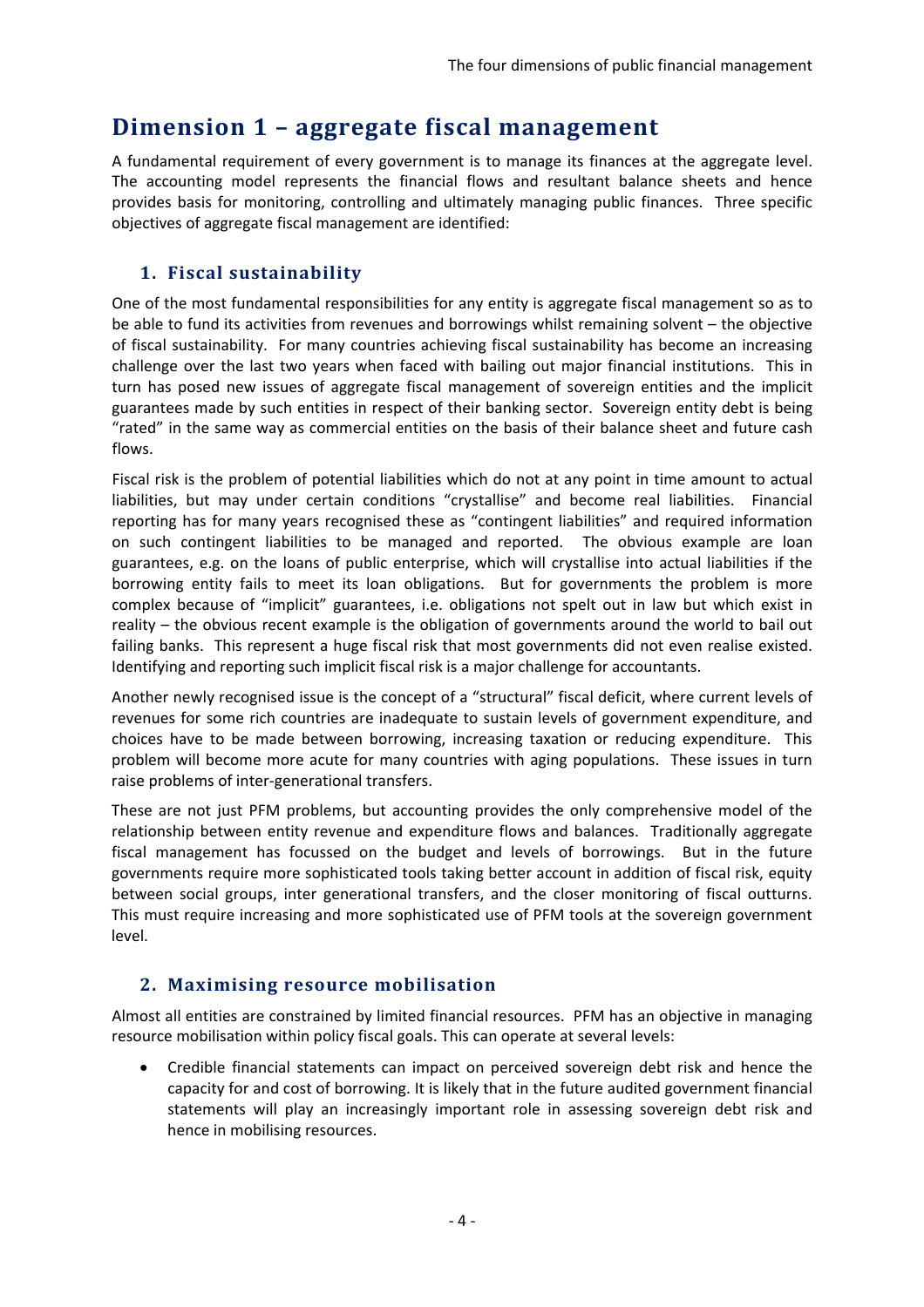# Dimension 1 – aggregate fiscal management

A fundamental requirement of every government is to manage its finances at the aggregate level. The accounting model represents the financial flows and resultant balance sheets and hence provides basis for monitoring, controlling and ultimately managing public finances. Three specific objectives of aggregate fiscal management are identified:

## 1. Fiscal sustainability

One of the most fundamental responsibilities for any entity is aggregate fiscal management so as to be able to fund its activities from revenues and borrowings whilst remaining solvent – the objective of fiscal sustainability. For many countries achieving fiscal sustainability has become an increasing challenge over the last two years when faced with bailing out major financial institutions. This in turn has posed new issues of aggregate fiscal management of sovereign entities and the implicit guarantees made by such entities in respect of their banking sector. Sovereign entity debt is being "rated" in the same way as commercial entities on the basis of their balance sheet and future cash flows.

Fiscal risk is the problem of potential liabilities which do not at any point in time amount to actual liabilities, but may under certain conditions "crystallise" and become real liabilities. Financial reporting has for many years recognised these as "contingent liabilities" and required information on such contingent liabilities to be managed and reported. The obvious example are loan guarantees, e.g. on the loans of public enterprise, which will crystallise into actual liabilities if the borrowing entity fails to meet its loan obligations. But for governments the problem is more complex because of "implicit" guarantees, i.e. obligations not spelt out in law but which exist in reality – the obvious recent example is the obligation of governments around the world to bail out failing banks. This represent a huge fiscal risk that most governments did not even realise existed. Identifying and reporting such implicit fiscal risk is a major challenge for accountants.

Another newly recognised issue is the concept of a "structural" fiscal deficit, where current levels of revenues for some rich countries are inadequate to sustain levels of government expenditure, and choices have to be made between borrowing, increasing taxation or reducing expenditure. This problem will become more acute for many countries with aging populations. These issues in turn raise problems of inter-generational transfers.

These are not just PFM problems, but accounting provides the only comprehensive model of the relationship between entity revenue and expenditure flows and balances. Traditionally aggregate fiscal management has focussed on the budget and levels of borrowings. But in the future governments require more sophisticated tools taking better account in addition of fiscal risk, equity between social groups, inter generational transfers, and the closer monitoring of fiscal outturns. This must require increasing and more sophisticated use of PFM tools at the sovereign government level.

## 2. Maximising resource mobilisation

Almost all entities are constrained by limited financial resources. PFM has an objective in managing resource mobilisation within policy fiscal goals. This can operate at several levels:

- Credible financial statements can impact on perceived sovereign debt risk and hence the capacity for and cost of borrowing. It is likely that in the future audited government financial statements will play an increasingly important role in assessing sovereign debt risk and hence in mobilising resources.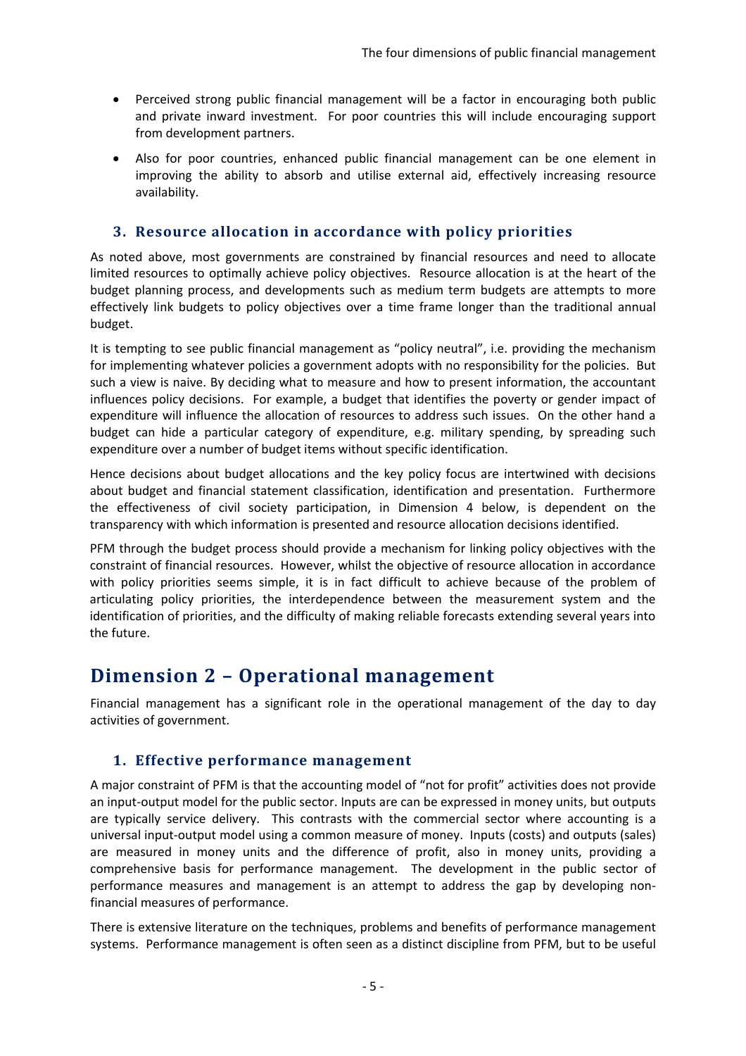- Perceived strong public financial management will be a factor in encouraging both public and private inward investment. For poor countries this will include encouraging support from development partners.
- Also for poor countries, enhanced public financial management can be one element in improving the ability to absorb and utilise external aid, effectively increasing resource availability.

### 3. Resource allocation in accordance with policy priorities

As noted above, most governments are constrained by financial resources and need to allocate limited resources to optimally achieve policy objectives. Resource allocation is at the heart of the budget planning process, and developments such as medium term budgets are attempts to more effectively link budgets to policy objectives over a time frame longer than the traditional annual budget.

It is tempting to see public financial management as "policy neutral", i.e. providing the mechanism for implementing whatever policies a government adopts with no responsibility for the policies. But such a view is naive. By deciding what to measure and how to present information, the accountant influences policy decisions. For example, a budget that identifies the poverty or gender impact of expenditure will influence the allocation of resources to address such issues. On the other hand a budget can hide a particular category of expenditure, e.g. military spending, by spreading such expenditure over a number of budget items without specific identification.

Hence decisions about budget allocations and the key policy focus are intertwined with decisions about budget and financial statement classification, identification and presentation. Furthermore the effectiveness of civil society participation, in Dimension 4 below, is dependent on the transparency with which information is presented and resource allocation decisions identified.

PFM through the budget process should provide a mechanism for linking policy objectives with the constraint of financial resources. However, whilst the objective of resource allocation in accordance with policy priorities seems simple, it is in fact difficult to achieve because of the problem of articulating policy priorities, the interdependence between the measurement system and the identification of priorities, and the difficulty of making reliable forecasts extending several years into the future.

## Dimension 2 – Operational management

Financial management has a significant role in the operational management of the day to day activities of government.

### 1. Effective performance management

A major constraint of PFM is that the accounting model of "not for profit" activities does not provide an input-output model for the public sector. Inputs are can be expressed in money units, but outputs are typically service delivery. This contrasts with the commercial sector where accounting is a universal input-output model using a common measure of money. Inputs (costs) and outputs (sales) are measured in money units and the difference of profit, also in money units, providing a comprehensive basis for performance management. The development in the public sector of performance measures and management is an attempt to address the gap by developing non-financial measures of performance.

There is extensive literature on the techniques, problems and benefits of performance management systems. Performance management is often seen as a distinct discipline from PFM, but to be useful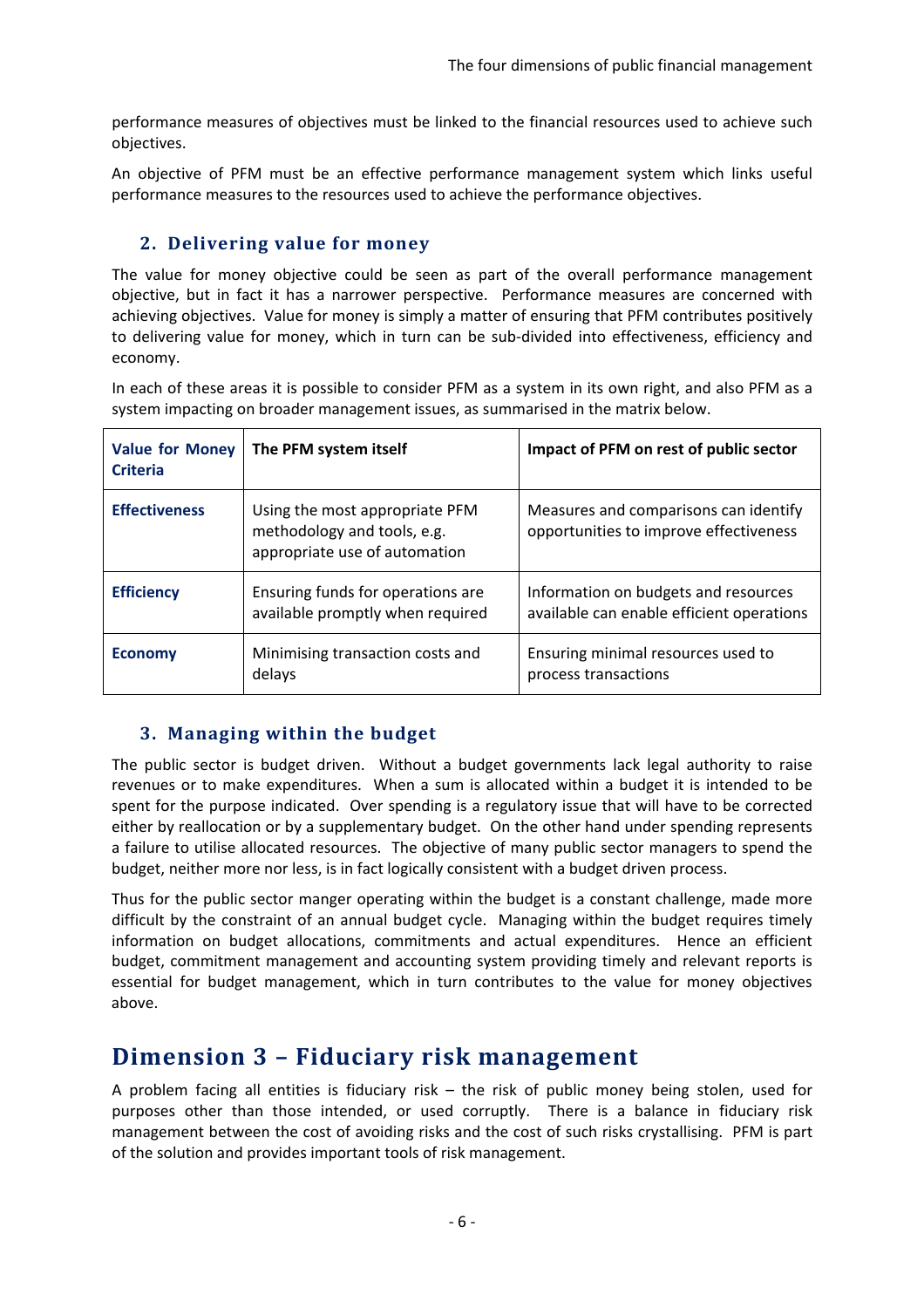performance measures of objectives must be linked to the financial resources used to achieve such objectives.

An objective of PFM must be an effective performance management system which links useful performance measures to the resources used to achieve the performance objectives.

### 2. Delivering value for money

The value for money objective could be seen as part of the overall performance management objective, but in fact it has a narrower perspective. Performance measures are concerned with achieving objectives. Value for money is simply a matter of ensuring that PFM contributes positively to delivering value for money, which in turn can be sub-divided into effectiveness, efficiency and economy.

In each of these areas it is possible to consider PFM as a system in its own right, and also PFM as a system impacting on broader management issues, as summarised in the matrix below.

| Value for Money Criteria | The PFM system itself | Impact of PFM on rest of public sector |
|---|---|---|
| **Effectiveness** | Using the most appropriate PFM methodology and tools, e.g. appropriate use of automation | Measures and comparisons can identify opportunities to improve effectiveness |
| **Efficiency** | Ensuring funds for operations are available promptly when required | Information on budgets and resources available can enable efficient operations |
| **Economy** | Minimising transaction costs and delays | Ensuring minimal resources used to process transactions |

### 3. Managing within the budget

The public sector is budget driven. Without a budget governments lack legal authority to raise revenues or to make expenditures. When a sum is allocated within a budget it is intended to be spent for the purpose indicated. Over spending is a regulatory issue that will have to be corrected either by reallocation or by a supplementary budget. On the other hand under spending represents a failure to utilise allocated resources. The objective of many public sector managers to spend the budget, neither more nor less, is in fact logically consistent with a budget driven process.

Thus for the public sector manger operating within the budget is a constant challenge, made more difficult by the constraint of an annual budget cycle. Managing within the budget requires timely information on budget allocations, commitments and actual expenditures. Hence an efficient budget, commitment management and accounting system providing timely and relevant reports is essential for budget management, which in turn contributes to the value for money objectives above.

## Dimension 3 – Fiduciary risk management

A problem facing all entities is fiduciary risk – the risk of public money being stolen, used for purposes other than those intended, or used corruptly. There is a balance in fiduciary risk management between the cost of avoiding risks and the cost of such risks crystallising. PFM is part of the solution and provides important tools of risk management.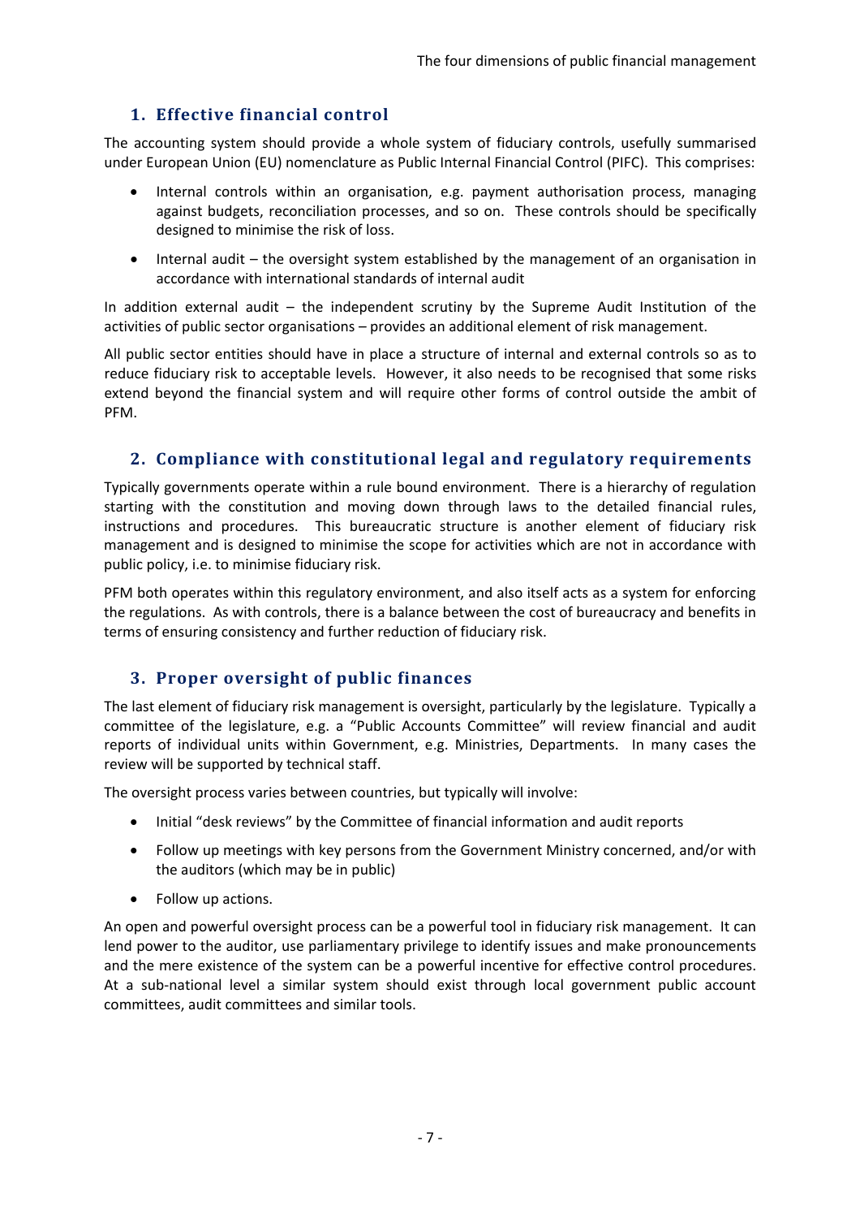## 1. Effective financial control

The accounting system should provide a whole system of fiduciary controls, usefully summarised under European Union (EU) nomenclature as Public Internal Financial Control (PIFC). This comprises:

- Internal controls within an organisation, e.g. payment authorisation process, managing against budgets, reconciliation processes, and so on. These controls should be specifically designed to minimise the risk of loss.
- Internal audit – the oversight system established by the management of an organisation in accordance with international standards of internal audit

In addition external audit – the independent scrutiny by the Supreme Audit Institution of the activities of public sector organisations – provides an additional element of risk management.

All public sector entities should have in place a structure of internal and external controls so as to reduce fiduciary risk to acceptable levels. However, it also needs to be recognised that some risks extend beyond the financial system and will require other forms of control outside the ambit of PFM.

## 2. Compliance with constitutional legal and regulatory requirements

Typically governments operate within a rule bound environment. There is a hierarchy of regulation starting with the constitution and moving down through laws to the detailed financial rules, instructions and procedures. This bureaucratic structure is another element of fiduciary risk management and is designed to minimise the scope for activities which are not in accordance with public policy, i.e. to minimise fiduciary risk.

PFM both operates within this regulatory environment, and also itself acts as a system for enforcing the regulations. As with controls, there is a balance between the cost of bureaucracy and benefits in terms of ensuring consistency and further reduction of fiduciary risk.

## 3. Proper oversight of public finances

The last element of fiduciary risk management is oversight, particularly by the legislature. Typically a committee of the legislature, e.g. a "Public Accounts Committee" will review financial and audit reports of individual units within Government, e.g. Ministries, Departments. In many cases the review will be supported by technical staff.

The oversight process varies between countries, but typically will involve:

- Initial "desk reviews" by the Committee of financial information and audit reports
- Follow up meetings with key persons from the Government Ministry concerned, and/or with the auditors (which may be in public)
- Follow up actions.

An open and powerful oversight process can be a powerful tool in fiduciary risk management. It can lend power to the auditor, use parliamentary privilege to identify issues and make pronouncements and the mere existence of the system can be a powerful incentive for effective control procedures. At a sub-national level a similar system should exist through local government public account committees, audit committees and similar tools.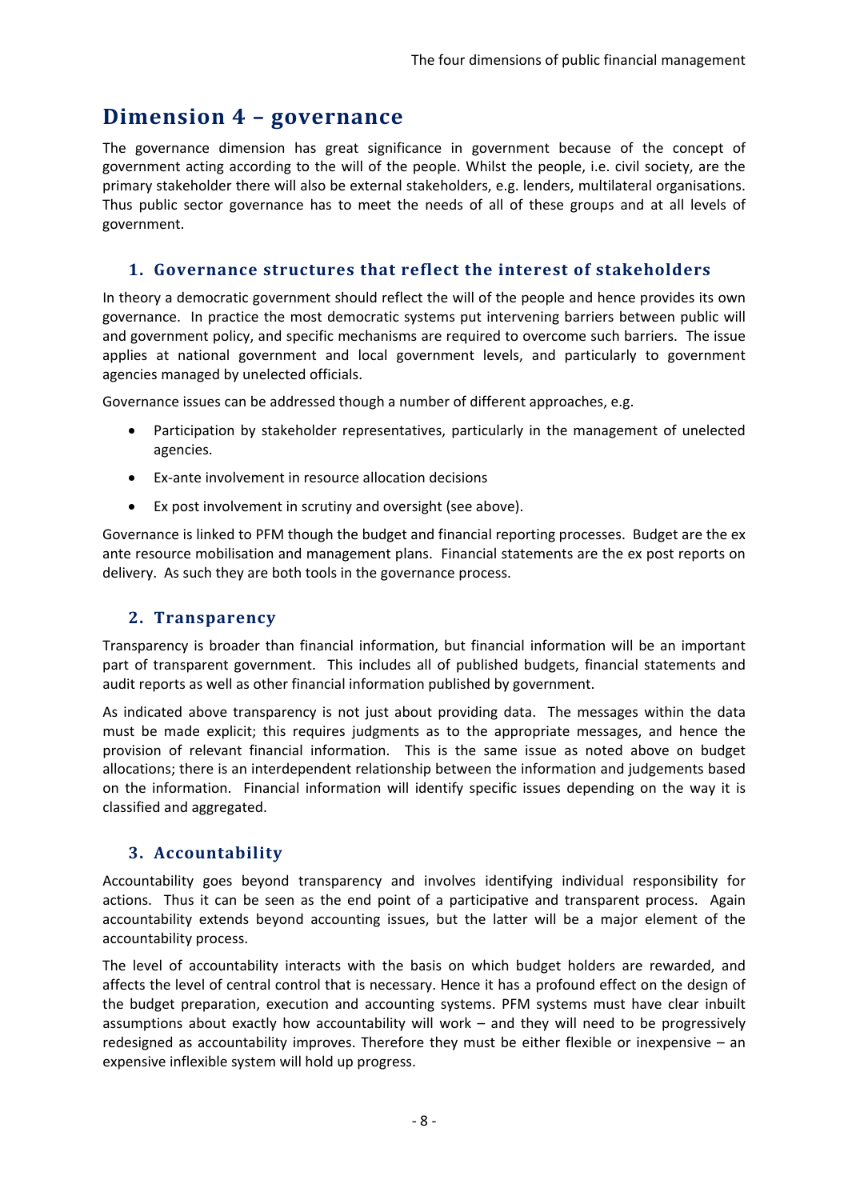# Dimension 4 – governance

The governance dimension has great significance in government because of the concept of government acting according to the will of the people. Whilst the people, i.e. civil society, are the primary stakeholder there will also be external stakeholders, e.g. lenders, multilateral organisations. Thus public sector governance has to meet the needs of all of these groups and at all levels of government.

## 1. Governance structures that reflect the interest of stakeholders

In theory a democratic government should reflect the will of the people and hence provides its own governance. In practice the most democratic systems put intervening barriers between public will and government policy, and specific mechanisms are required to overcome such barriers. The issue applies at national government and local government levels, and particularly to government agencies managed by unelected officials.

Governance issues can be addressed though a number of different approaches, e.g.

- Participation by stakeholder representatives, particularly in the management of unelected agencies.
- Ex-ante involvement in resource allocation decisions
- Ex post involvement in scrutiny and oversight (see above).

Governance is linked to PFM though the budget and financial reporting processes. Budget are the ex ante resource mobilisation and management plans. Financial statements are the ex post reports on delivery. As such they are both tools in the governance process.

## 2. Transparency

Transparency is broader than financial information, but financial information will be an important part of transparent government. This includes all of published budgets, financial statements and audit reports as well as other financial information published by government.

As indicated above transparency is not just about providing data. The messages within the data must be made explicit; this requires judgments as to the appropriate messages, and hence the provision of relevant financial information. This is the same issue as noted above on budget allocations; there is an interdependent relationship between the information and judgements based on the information. Financial information will identify specific issues depending on the way it is classified and aggregated.

## 3. Accountability

Accountability goes beyond transparency and involves identifying individual responsibility for actions. Thus it can be seen as the end point of a participative and transparent process. Again accountability extends beyond accounting issues, but the latter will be a major element of the accountability process.

The level of accountability interacts with the basis on which budget holders are rewarded, and affects the level of central control that is necessary. Hence it has a profound effect on the design of the budget preparation, execution and accounting systems. PFM systems must have clear inbuilt assumptions about exactly how accountability will work – and they will need to be progressively redesigned as accountability improves. Therefore they must be either flexible or inexpensive – an expensive inflexible system will hold up progress.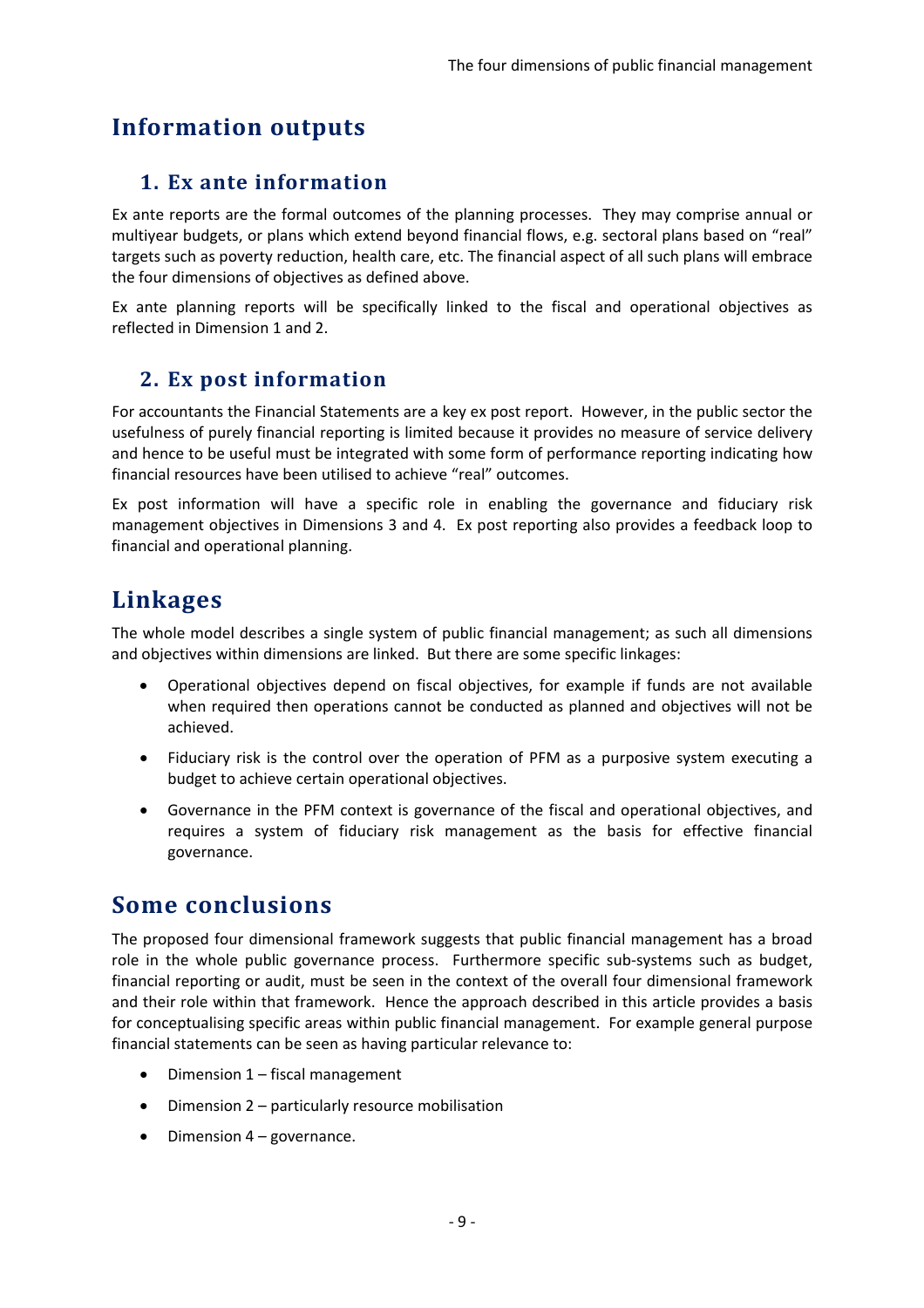## Information outputs

### 1. Ex ante information

Ex ante reports are the formal outcomes of the planning processes. They may comprise annual or multiyear budgets, or plans which extend beyond financial flows, e.g. sectoral plans based on "real" targets such as poverty reduction, health care, etc. The financial aspect of all such plans will embrace the four dimensions of objectives as defined above.

Ex ante planning reports will be specifically linked to the fiscal and operational objectives as reflected in Dimension 1 and 2.

### 2. Ex post information

For accountants the Financial Statements are a key ex post report. However, in the public sector the usefulness of purely financial reporting is limited because it provides no measure of service delivery and hence to be useful must be integrated with some form of performance reporting indicating how financial resources have been utilised to achieve "real" outcomes.

Ex post information will have a specific role in enabling the governance and fiduciary risk management objectives in Dimensions 3 and 4. Ex post reporting also provides a feedback loop to financial and operational planning.

## Linkages

The whole model describes a single system of public financial management; as such all dimensions and objectives within dimensions are linked. But there are some specific linkages:

- Operational objectives depend on fiscal objectives, for example if funds are not available when required then operations cannot be conducted as planned and objectives will not be achieved.
- Fiduciary risk is the control over the operation of PFM as a purposive system executing a budget to achieve certain operational objectives.
- Governance in the PFM context is governance of the fiscal and operational objectives, and requires a system of fiduciary risk management as the basis for effective financial governance.

## Some conclusions

The proposed four dimensional framework suggests that public financial management has a broad role in the whole public governance process. Furthermore specific sub-systems such as budget, financial reporting or audit, must be seen in the context of the overall four dimensional framework and their role within that framework. Hence the approach described in this article provides a basis for conceptualising specific areas within public financial management. For example general purpose financial statements can be seen as having particular relevance to:

- Dimension 1 – fiscal management
- Dimension 2 – particularly resource mobilisation
- Dimension 4 – governance.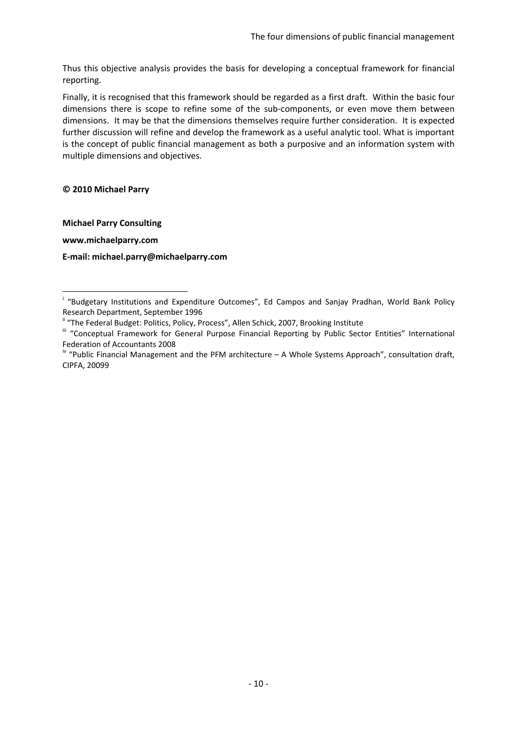Thus this objective analysis provides the basis for developing a conceptual framework for financial reporting.

Finally, it is recognised that this framework should be regarded as a first draft. Within the basic four dimensions there is scope to refine some of the sub-components, or even move them between dimensions. It may be that the dimensions themselves require further consideration. It is expected further discussion will refine and develop the framework as a useful analytic tool. What is important is the concept of public financial management as both a purposive and an information system with multiple dimensions and objectives.

**© 2010 Michael Parry**

**Michael Parry Consulting**

**www.michaelparry.com**

**E-mail: michael.parry@michaelparry.com**

---

[i] "Budgetary Institutions and Expenditure Outcomes", Ed Campos and Sanjay Pradhan, World Bank Policy Research Department, September 1996

[ii] "The Federal Budget: Politics, Policy, Process", Allen Schick, 2007, Brooking Institute

[iii] "Conceptual Framework for General Purpose Financial Reporting by Public Sector Entities" International Federation of Accountants 2008

[iv] "Public Financial Management and the PFM architecture – A Whole Systems Approach", consultation draft, CIPFA, 20099